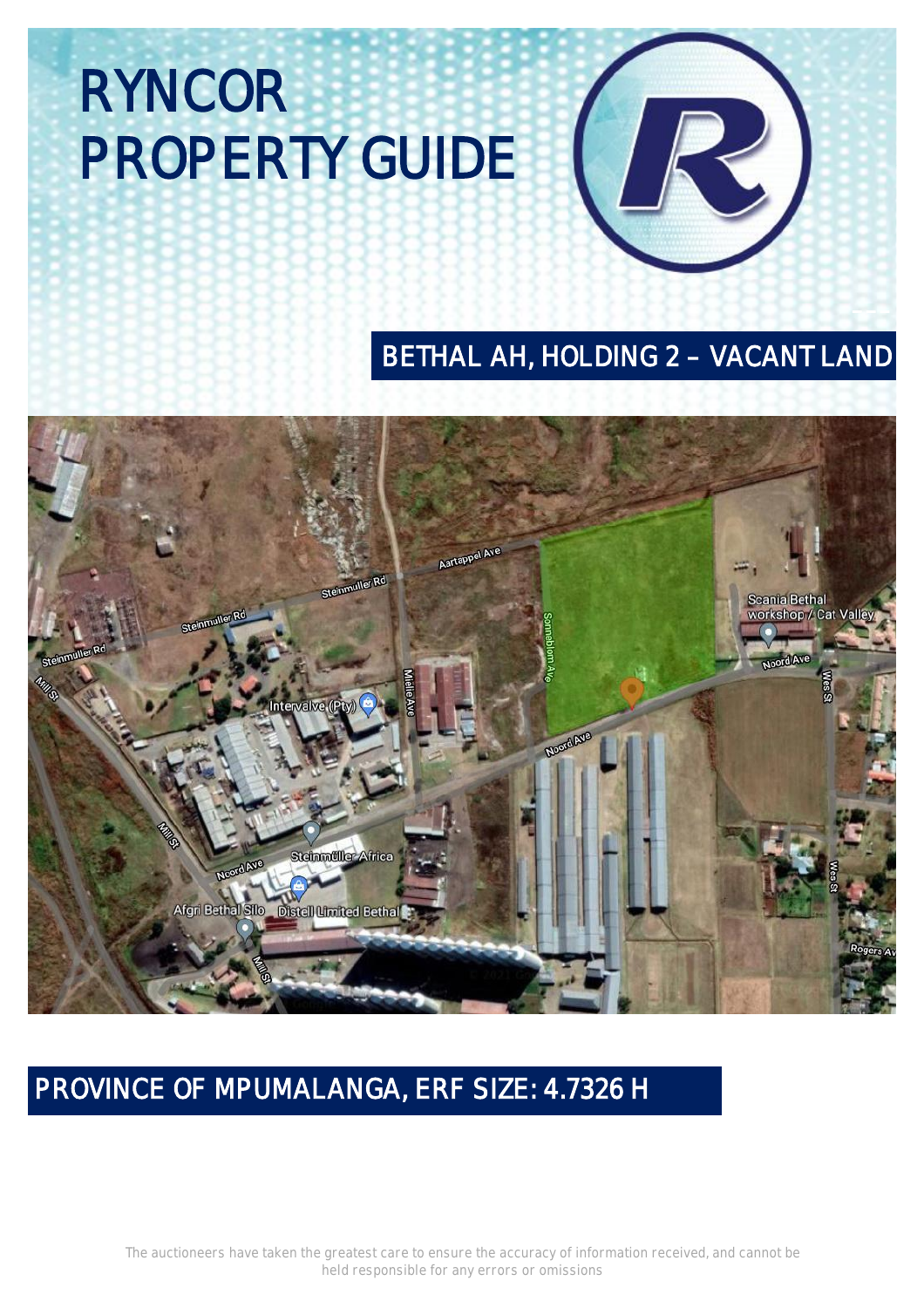# RYNCOR PROPERTY GUIDE

## BETHAL AH, HOLDING 2 – VACANT LAND

## PROVINCE OF MPUMALANGA, ERF SIZE: 4.7326 H

The auctioneers have taken the greatest care to ensure the accuracy of information received, and cannot be held responsible for any errors or omissions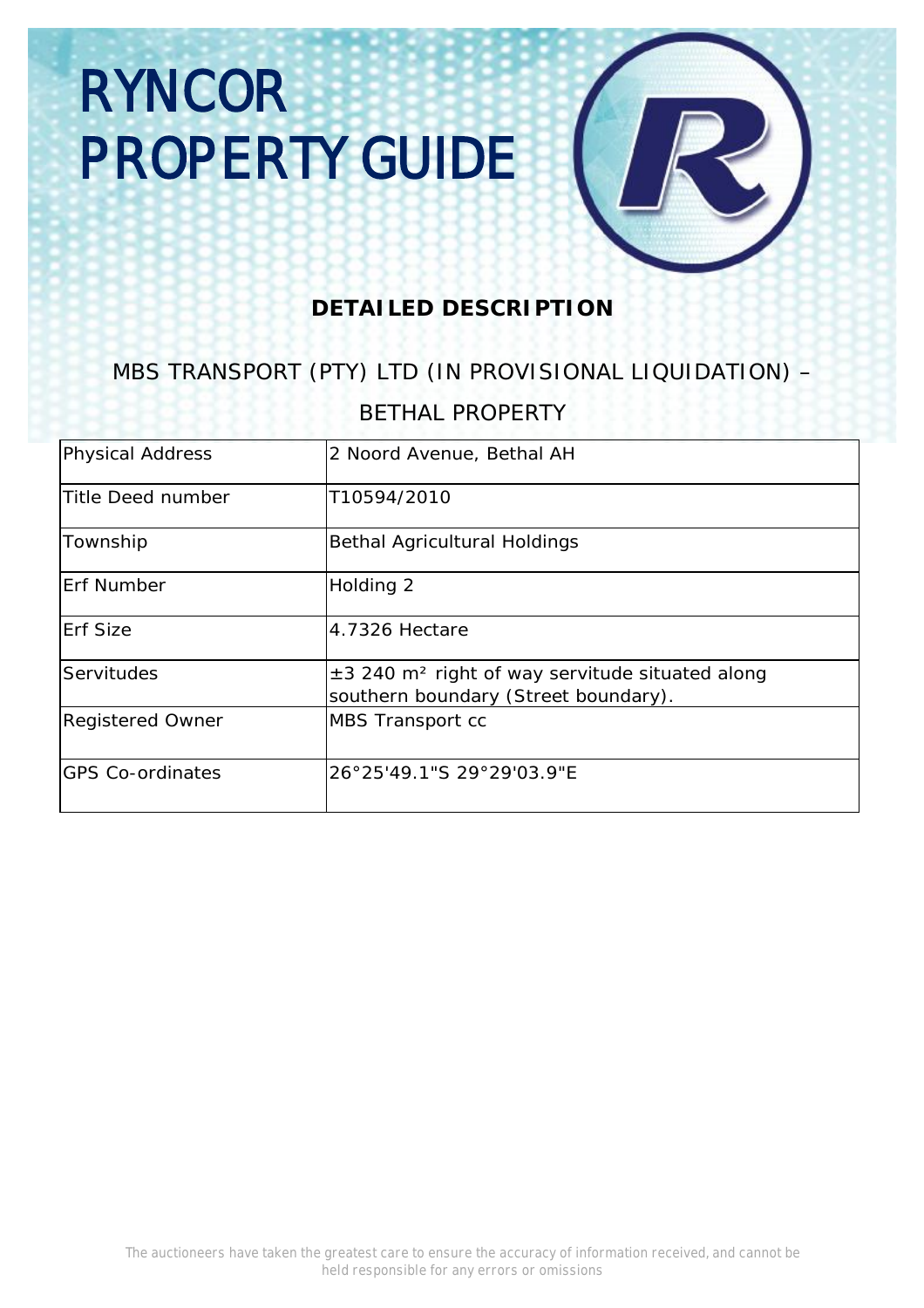# RYNCOR PROPERTY GUIDE

## DETAILED DESCRIPTION

MBS TRANSPORT (PTY) LTD (IN PROVISIONAL LIQUIDATION) – BETHAL PROPERTY

| | |
|---|---|
| Physical Address | 2 Noord Avenue, Bethal AH |
| Title Deed number | T10594/2010 |
| Township | Bethal Agricultural Holdings |
| Erf Number | Holding 2 |
| Erf Size | 4.7326 Hectare |
| Servitudes | ±3 240 m² right of way servitude situated along southern boundary (Street boundary). |
| Registered Owner | MBS Transport cc |
| GPS Co-ordinates | 26°25'49.1"S 29°29'03.9"E |

The auctioneers have taken the greatest care to ensure the accuracy of information received, and cannot be held responsible for any errors or omissions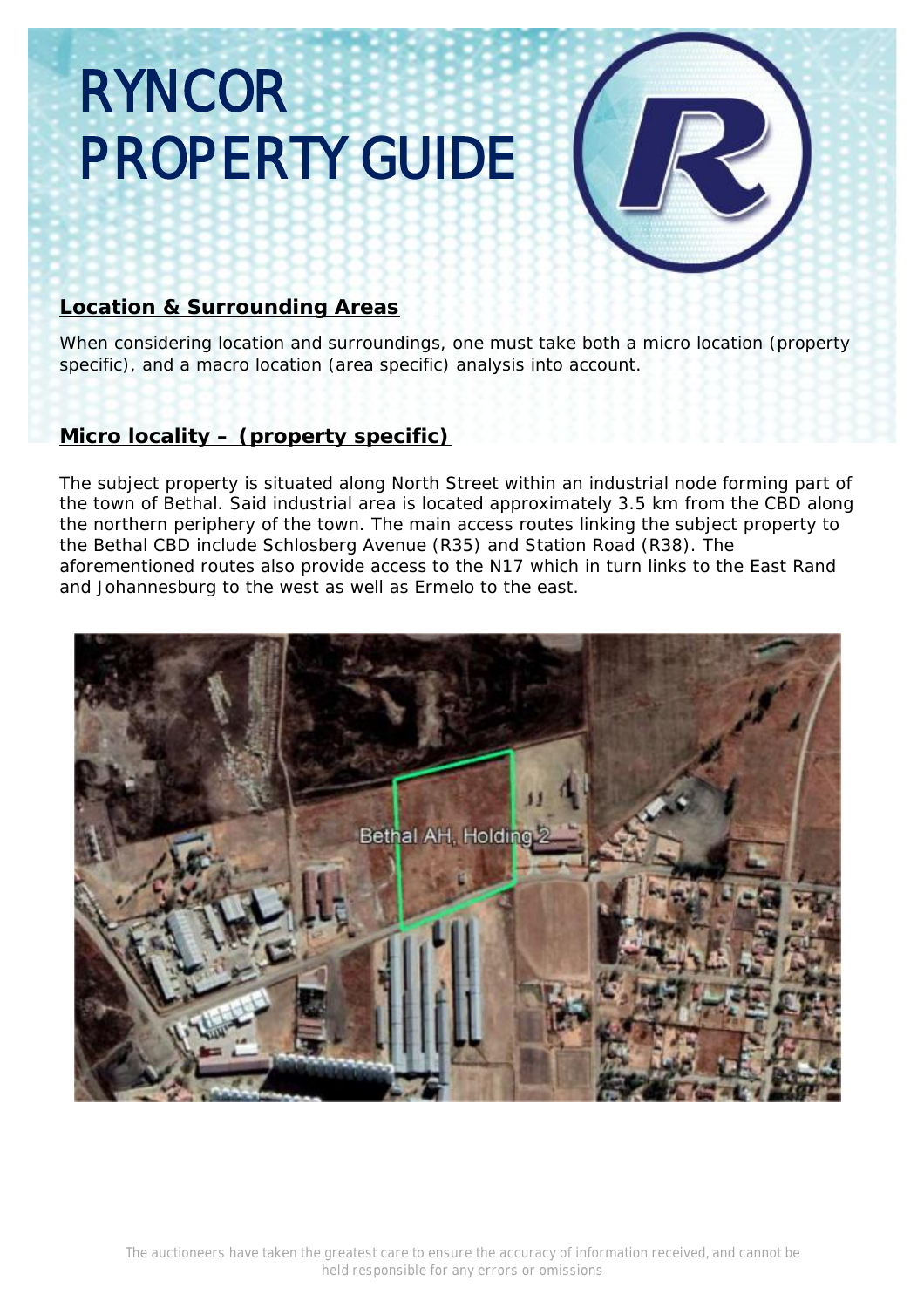# RYNCOR PROPERTY GUIDE

## Location & Surrounding Areas

When considering location and surroundings, one must take both a micro location (property specific), and a macro location (area specific) analysis into account.

## Micro locality – (property specific)

The subject property is situated along North Street within an industrial node forming part of the town of Bethal. Said industrial area is located approximately 3.5 km from the CBD along the northern periphery of the town. The main access routes linking the subject property to the Bethal CBD include Schlosberg Avenue (R35) and Station Road (R38). The aforementioned routes also provide access to the N17 which in turn links to the East Rand and Johannesburg to the west as well as Ermelo to the east.

The auctioneers have taken the greatest care to ensure the accuracy of information received, and cannot be held responsible for any errors or omissions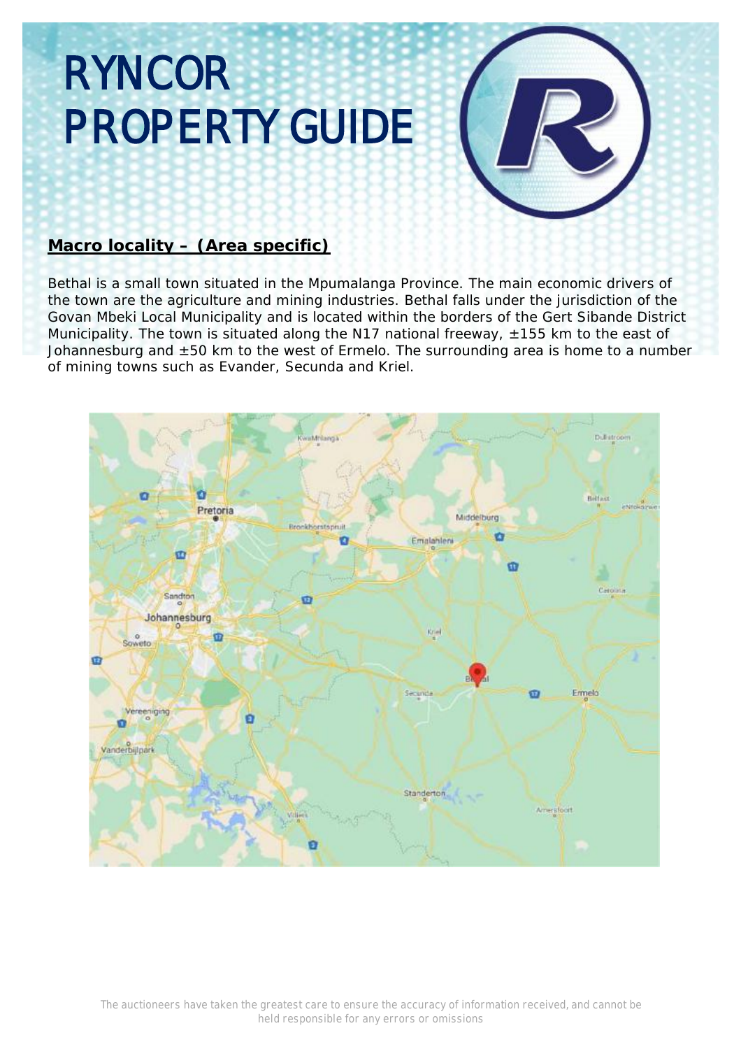# RYNCOR PROPERTY GUIDE

**Macro locality – (Area specific)**

Bethal is a small town situated in the Mpumalanga Province. The main economic drivers of the town are the agriculture and mining industries. Bethal falls under the jurisdiction of the Govan Mbeki Local Municipality and is located within the borders of the Gert Sibande District Municipality. The town is situated along the N17 national freeway, ±155 km to the east of Johannesburg and ±50 km to the west of Ermelo. The surrounding area is home to a number of mining towns such as Evander, Secunda and Kriel.

The auctioneers have taken the greatest care to ensure the accuracy of information received, and cannot be held responsible for any errors or omissions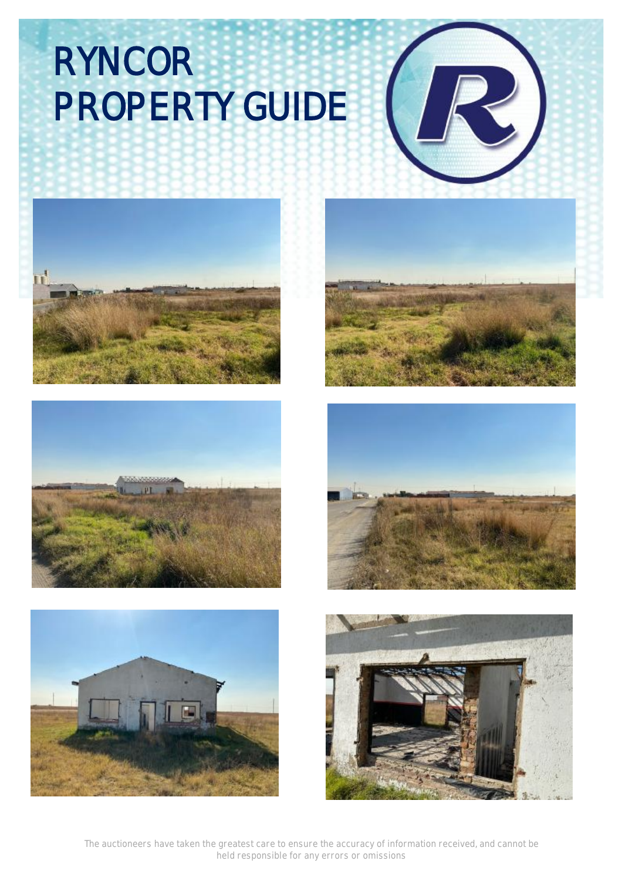# RYNCOR PROPERTY GUIDE

The auctioneers have taken the greatest care to ensure the accuracy of information received, and cannot be held responsible for any errors or omissions